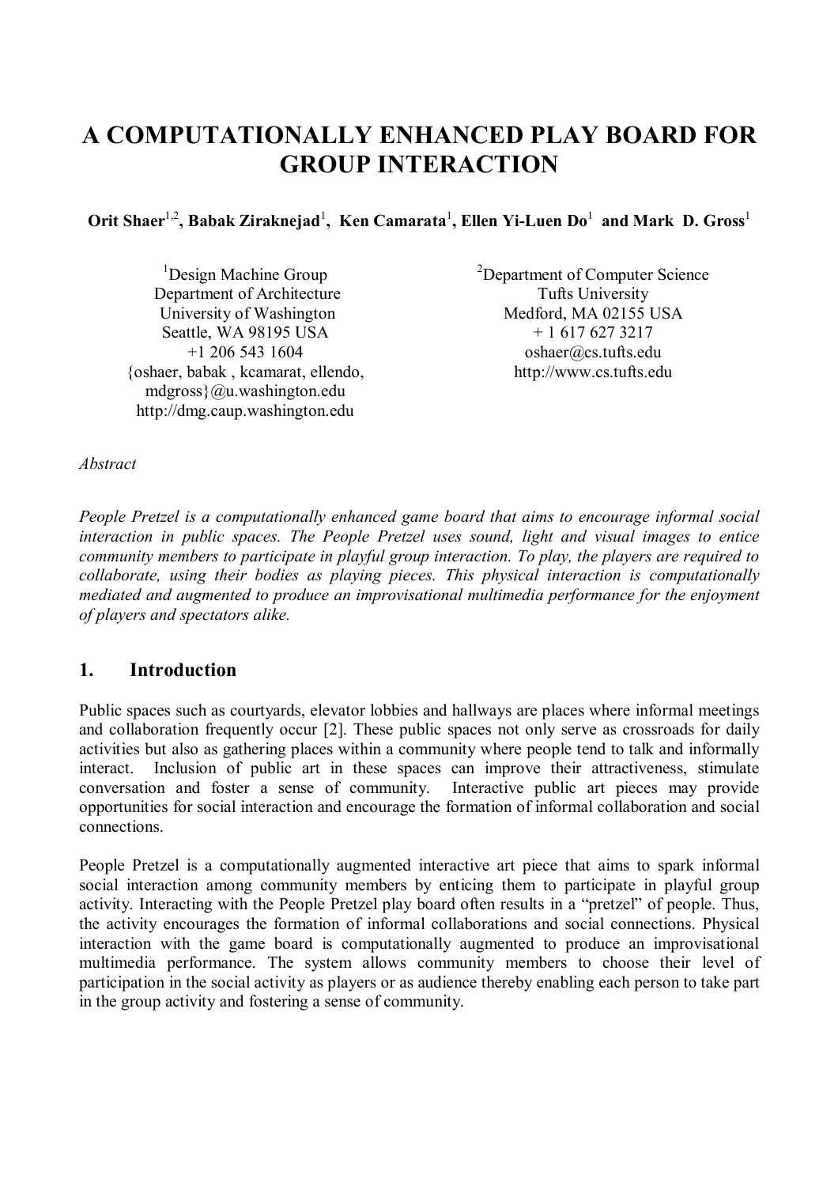# A COMPUTATIONALLY ENHANCED PLAY BOARD FOR GROUP INTERACTION

**Orit Shaer[1,2], Babak Ziraknejad[1], Ken Camarata[1], Ellen Yi-Luen Do[1] and Mark D. Gross[1]**

[1]Design Machine Group
Department of Architecture
University of Washington
Seattle, WA 98195 USA
+1 206 543 1604
{oshaer, babak , kcamarat, ellendo, mdgross}@u.washington.edu
http://dmg.caup.washington.edu

[2]Department of Computer Science
Tufts University
Medford, MA 02155 USA
+ 1 617 627 3217
oshaer@cs.tufts.edu
http://www.cs.tufts.edu

*Abstract*

*People Pretzel is a computationally enhanced game board that aims to encourage informal social interaction in public spaces. The People Pretzel uses sound, light and visual images to entice community members to participate in playful group interaction. To play, the players are required to collaborate, using their bodies as playing pieces. This physical interaction is computationally mediated and augmented to produce an improvisational multimedia performance for the enjoyment of players and spectators alike.*

## 1. Introduction

Public spaces such as courtyards, elevator lobbies and hallways are places where informal meetings and collaboration frequently occur [2]. These public spaces not only serve as crossroads for daily activities but also as gathering places within a community where people tend to talk and informally interact. Inclusion of public art in these spaces can improve their attractiveness, stimulate conversation and foster a sense of community. Interactive public art pieces may provide opportunities for social interaction and encourage the formation of informal collaboration and social connections.

People Pretzel is a computationally augmented interactive art piece that aims to spark informal social interaction among community members by enticing them to participate in playful group activity. Interacting with the People Pretzel play board often results in a "pretzel" of people. Thus, the activity encourages the formation of informal collaborations and social connections. Physical interaction with the game board is computationally augmented to produce an improvisational multimedia performance. The system allows community members to choose their level of participation in the social activity as players or as audience thereby enabling each person to take part in the group activity and fostering a sense of community.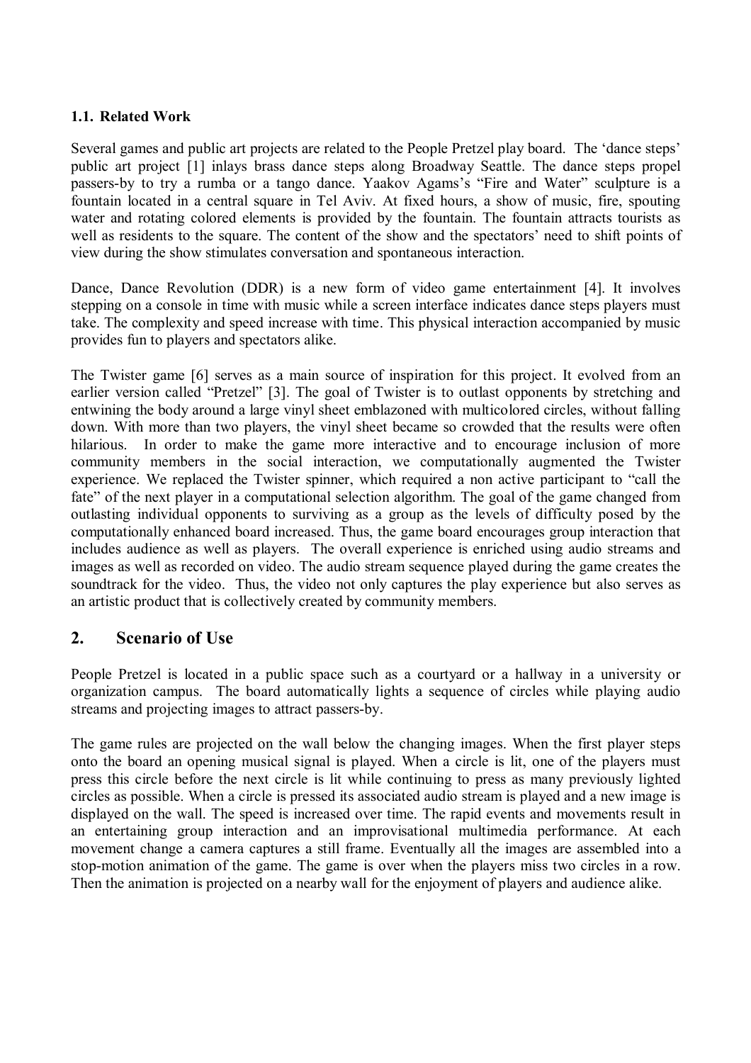### 1.1. Related Work

Several games and public art projects are related to the People Pretzel play board. The 'dance steps' public art project [1] inlays brass dance steps along Broadway Seattle. The dance steps propel passers-by to try a rumba or a tango dance. Yaakov Agams's "Fire and Water" sculpture is a fountain located in a central square in Tel Aviv. At fixed hours, a show of music, fire, spouting water and rotating colored elements is provided by the fountain. The fountain attracts tourists as well as residents to the square. The content of the show and the spectators' need to shift points of view during the show stimulates conversation and spontaneous interaction.

Dance, Dance Revolution (DDR) is a new form of video game entertainment [4]. It involves stepping on a console in time with music while a screen interface indicates dance steps players must take. The complexity and speed increase with time. This physical interaction accompanied by music provides fun to players and spectators alike.

The Twister game [6] serves as a main source of inspiration for this project. It evolved from an earlier version called "Pretzel" [3]. The goal of Twister is to outlast opponents by stretching and entwining the body around a large vinyl sheet emblazoned with multicolored circles, without falling down. With more than two players, the vinyl sheet became so crowded that the results were often hilarious. In order to make the game more interactive and to encourage inclusion of more community members in the social interaction, we computationally augmented the Twister experience. We replaced the Twister spinner, which required a non active participant to "call the fate" of the next player in a computational selection algorithm. The goal of the game changed from outlasting individual opponents to surviving as a group as the levels of difficulty posed by the computationally enhanced board increased. Thus, the game board encourages group interaction that includes audience as well as players. The overall experience is enriched using audio streams and images as well as recorded on video. The audio stream sequence played during the game creates the soundtrack for the video. Thus, the video not only captures the play experience but also serves as an artistic product that is collectively created by community members.

## 2. Scenario of Use

People Pretzel is located in a public space such as a courtyard or a hallway in a university or organization campus. The board automatically lights a sequence of circles while playing audio streams and projecting images to attract passers-by.

The game rules are projected on the wall below the changing images. When the first player steps onto the board an opening musical signal is played. When a circle is lit, one of the players must press this circle before the next circle is lit while continuing to press as many previously lighted circles as possible. When a circle is pressed its associated audio stream is played and a new image is displayed on the wall. The speed is increased over time. The rapid events and movements result in an entertaining group interaction and an improvisational multimedia performance. At each movement change a camera captures a still frame. Eventually all the images are assembled into a stop-motion animation of the game. The game is over when the players miss two circles in a row. Then the animation is projected on a nearby wall for the enjoyment of players and audience alike.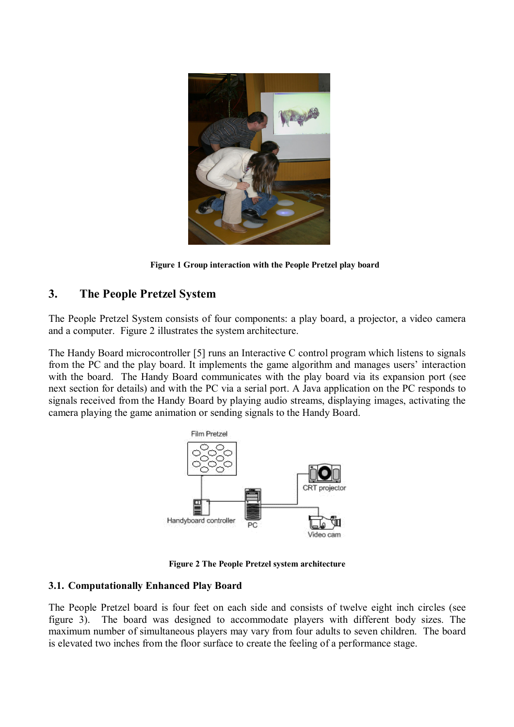Figure 1 Group interaction with the People Pretzel play board

## 3. The People Pretzel System

The People Pretzel System consists of four components: a play board, a projector, a video camera and a computer. Figure 2 illustrates the system architecture.

The Handy Board microcontroller [5] runs an Interactive C control program which listens to signals from the PC and the play board. It implements the game algorithm and manages users' interaction with the board. The Handy Board communicates with the play board via its expansion port (see next section for details) and with the PC via a serial port. A Java application on the PC responds to signals received from the Handy Board by playing audio streams, displaying images, activating the camera playing the game animation or sending signals to the Handy Board.

Figure 2 The People Pretzel system architecture

### 3.1. Computationally Enhanced Play Board

The People Pretzel board is four feet on each side and consists of twelve eight inch circles (see figure 3). The board was designed to accommodate players with different body sizes. The maximum number of simultaneous players may vary from four adults to seven children. The board is elevated two inches from the floor surface to create the feeling of a performance stage.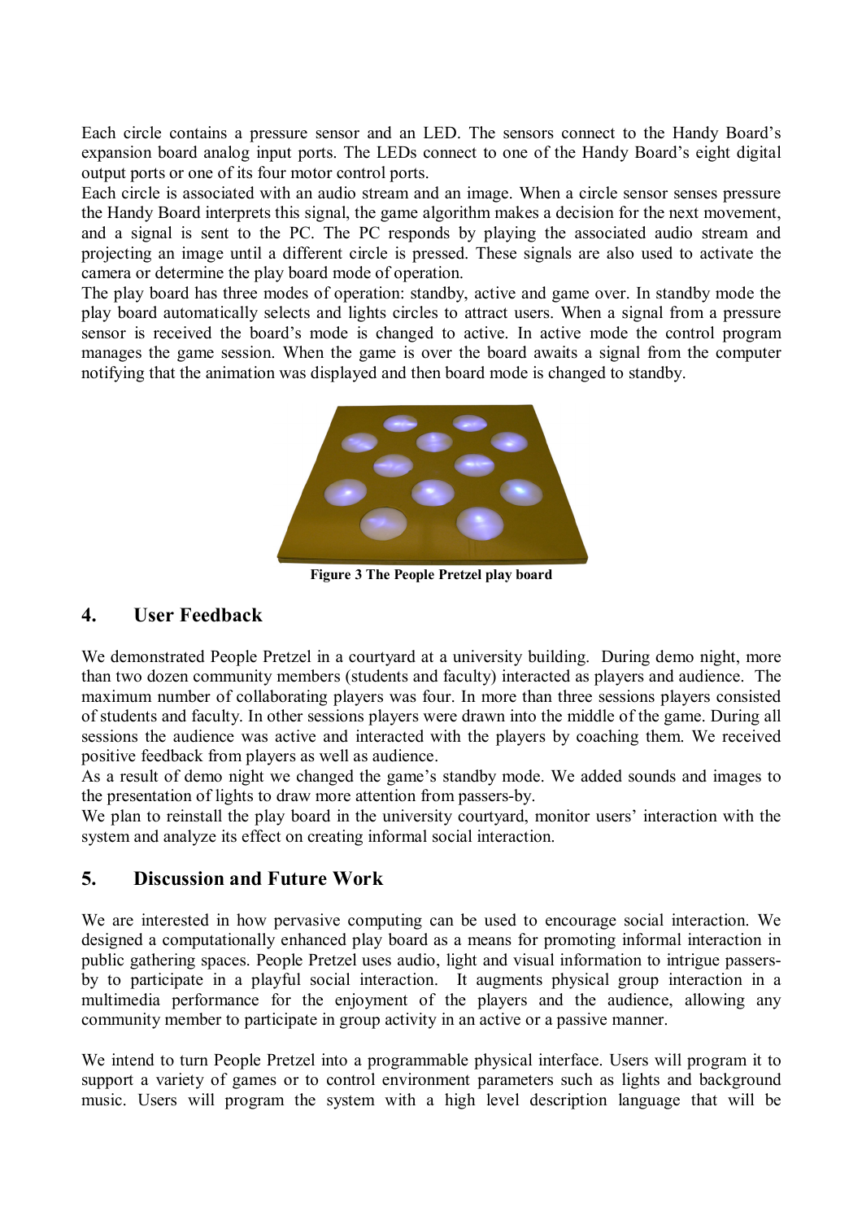Each circle contains a pressure sensor and an LED. The sensors connect to the Handy Board's expansion board analog input ports. The LEDs connect to one of the Handy Board's eight digital output ports or one of its four motor control ports.

Each circle is associated with an audio stream and an image. When a circle sensor senses pressure the Handy Board interprets this signal, the game algorithm makes a decision for the next movement, and a signal is sent to the PC. The PC responds by playing the associated audio stream and projecting an image until a different circle is pressed. These signals are also used to activate the camera or determine the play board mode of operation.

The play board has three modes of operation: standby, active and game over. In standby mode the play board automatically selects and lights circles to attract users. When a signal from a pressure sensor is received the board's mode is changed to active. In active mode the control program manages the game session. When the game is over the board awaits a signal from the computer notifying that the animation was displayed and then board mode is changed to standby.

**Figure 3 The People Pretzel play board**

## 4. User Feedback

We demonstrated People Pretzel in a courtyard at a university building. During demo night, more than two dozen community members (students and faculty) interacted as players and audience. The maximum number of collaborating players was four. In more than three sessions players consisted of students and faculty. In other sessions players were drawn into the middle of the game. During all sessions the audience was active and interacted with the players by coaching them. We received positive feedback from players as well as audience.

As a result of demo night we changed the game's standby mode. We added sounds and images to the presentation of lights to draw more attention from passers-by.

We plan to reinstall the play board in the university courtyard, monitor users' interaction with the system and analyze its effect on creating informal social interaction.

## 5. Discussion and Future Work

We are interested in how pervasive computing can be used to encourage social interaction. We designed a computationally enhanced play board as a means for promoting informal interaction in public gathering spaces. People Pretzel uses audio, light and visual information to intrigue passers-by to participate in a playful social interaction. It augments physical group interaction in a multimedia performance for the enjoyment of the players and the audience, allowing any community member to participate in group activity in an active or a passive manner.

We intend to turn People Pretzel into a programmable physical interface. Users will program it to support a variety of games or to control environment parameters such as lights and background music. Users will program the system with a high level description language that will be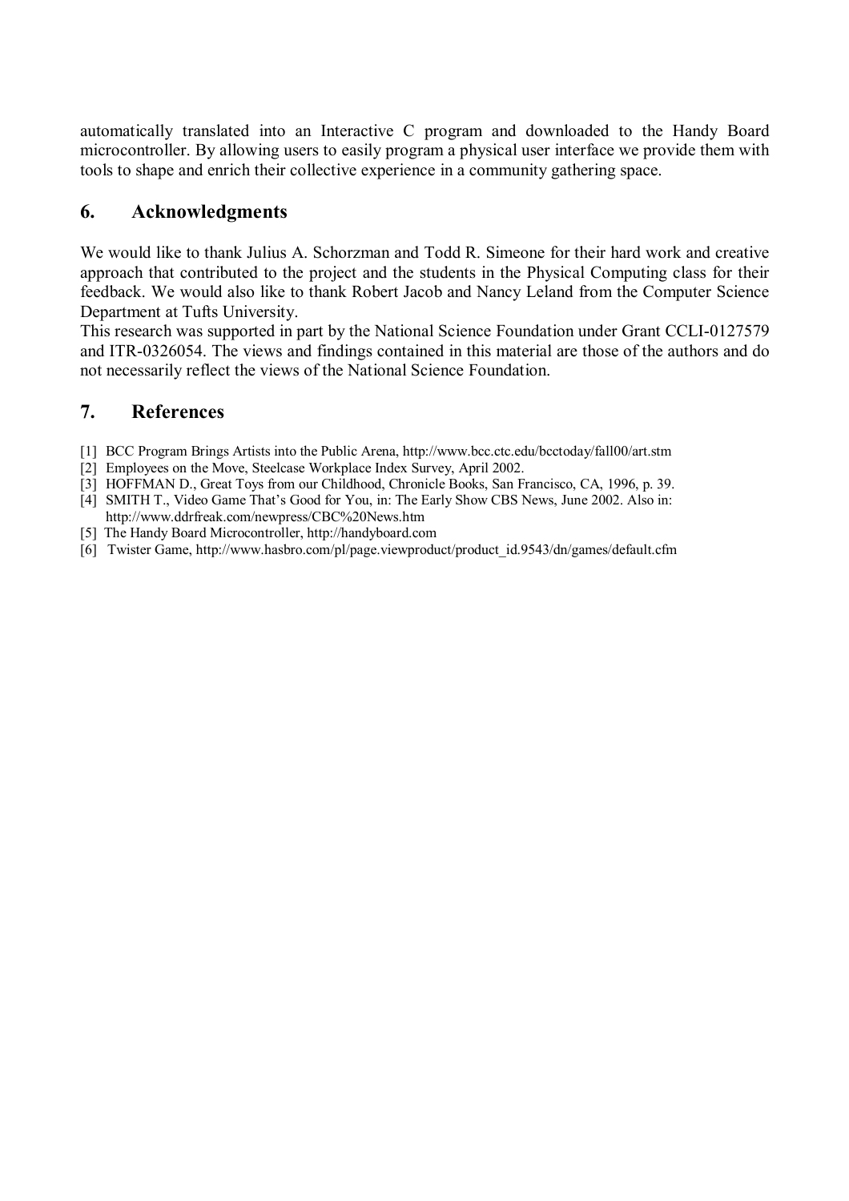automatically translated into an Interactive C program and downloaded to the Handy Board microcontroller. By allowing users to easily program a physical user interface we provide them with tools to shape and enrich their collective experience in a community gathering space.

## 6. Acknowledgments

We would like to thank Julius A. Schorzman and Todd R. Simeone for their hard work and creative approach that contributed to the project and the students in the Physical Computing class for their feedback. We would also like to thank Robert Jacob and Nancy Leland from the Computer Science Department at Tufts University.
This research was supported in part by the National Science Foundation under Grant CCLI-0127579 and ITR-0326054. The views and findings contained in this material are those of the authors and do not necessarily reflect the views of the National Science Foundation.

## 7. References

[1] BCC Program Brings Artists into the Public Arena, http://www.bcc.ctc.edu/bcctoday/fall00/art.stm
[2] Employees on the Move, Steelcase Workplace Index Survey, April 2002.
[3] HOFFMAN D., Great Toys from our Childhood, Chronicle Books, San Francisco, CA, 1996, p. 39.
[4] SMITH T., Video Game That's Good for You, in: The Early Show CBS News, June 2002. Also in: http://www.ddrfreak.com/newpress/CBC%20News.htm
[5] The Handy Board Microcontroller, http://handyboard.com
[6] Twister Game, http://www.hasbro.com/pl/page.viewproduct/product_id.9543/dn/games/default.cfm